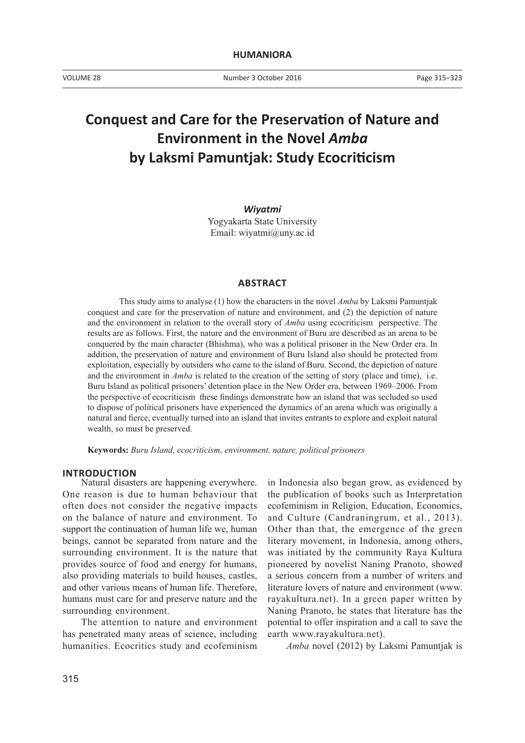# Conquest and Care for the Preservation of Nature and Environment in the Novel *Amba* by Laksmi Pamuntjak: Study Ecocriticism

***Wiyatmi***
Yogyakarta State University
Email: wiyatmi@uny.ac.id

## ABSTRACT

This study aims to analyse (1) how the characters in the novel *Amba* by Laksmi Pamuntjak conquest and care for the preservation of nature and environment, and (2) the depiction of nature and the environment in relation to the overall story of *Amba* using ecocriticism perspective. The results are as follows. First, the nature and the environment of Buru are described as an arena to be conquered by the main character (Bhishma), who was a political prisoner in the New Order era. In addition, the preservation of nature and environment of Buru Island also should be protected from exploitation, especially by outsiders who came to the island of Buru. Second, the depiction of nature and the environment in *Amba* is related to the creation of the setting of story (place and time), i.e. Buru Island as political prisoners' detention place in the New Order era, between 1969–2006. From the perspective of ecocriticism these findings demonstrate how an island that was secluded so used to dispose of political prisoners have experienced the dynamics of an arena which was originally a natural and fierce, eventually turned into an island that invites entrants to explore and exploit natural wealth, so must be preserved.

**Keywords:** *Buru Island, ecocriticism, environment, nature, political prisoners*

## INTRODUCTION

Natural disasters are happening everywhere. One reason is due to human behaviour that often does not consider the negative impacts on the balance of nature and environment. To support the continuation of human life we, human beings, cannot be separated from nature and the surrounding environment. It is the nature that provides source of food and energy for humans, also providing materials to build houses, castles, and other various means of human life. Therefore, humans must care for and preserve nature and the surrounding environment.

The attention to nature and environment has penetrated many areas of science, including humanities. Ecocritics study and ecofeminism in Indonesia also began grow, as evidenced by the publication of books such as Interpretation ecofeminism in Religion, Education, Economics, and Culture (Candraningrum, et al., 2013). Other than that, the emergence of the green literary movement, in Indonesia, among others, was initiated by the community Raya Kultura pioneered by novelist Naning Pranoto, showed a serious concern from a number of writers and literature lovers of nature and environment (www.rayakultura.net). In a green paper written by Naning Pranoto, he states that literature has the potential to offer inspiration and a call to save the earth www.rayakultura.net).

*Amba* novel (2012) by Laksmi Pamuntjak is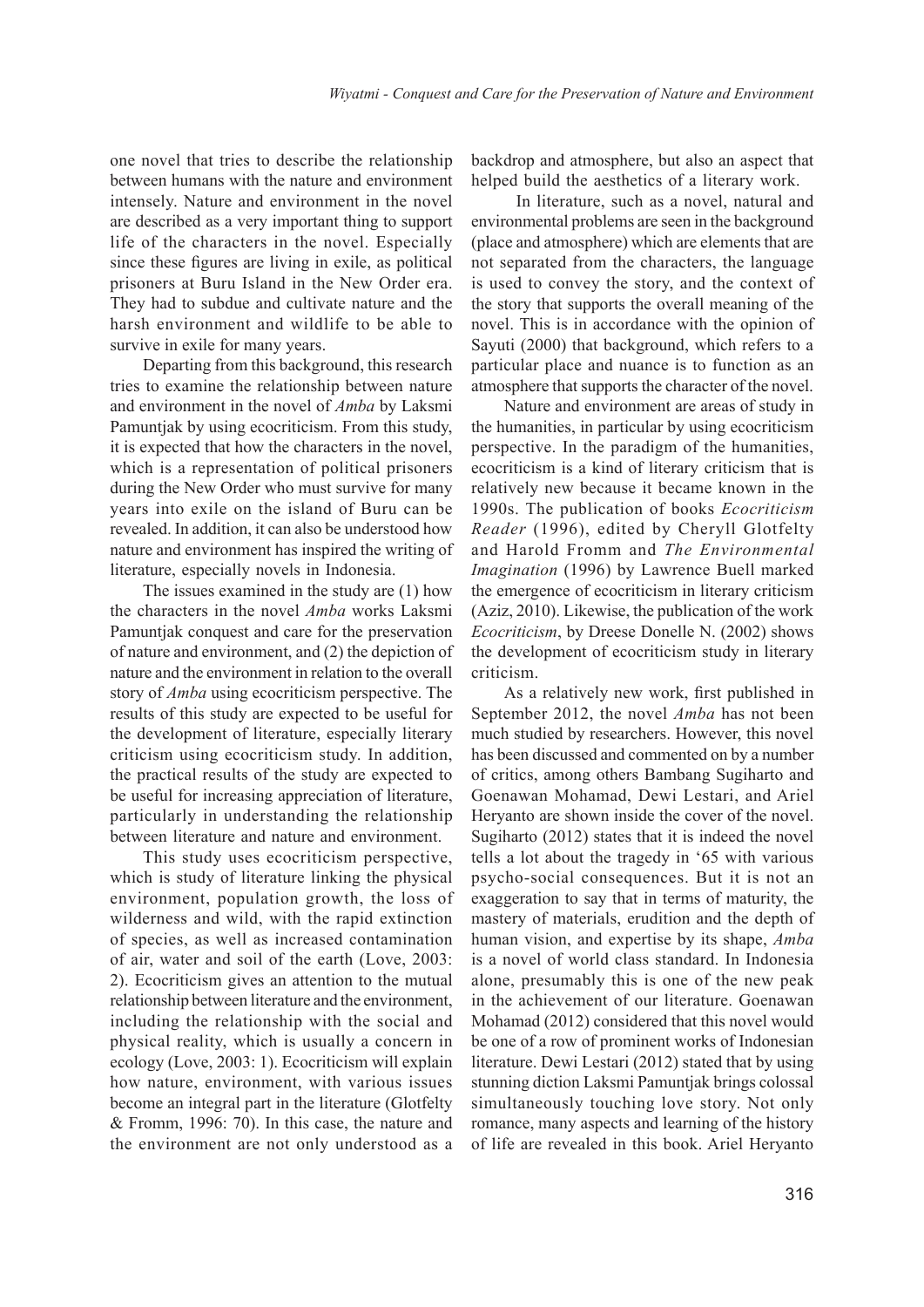one novel that tries to describe the relationship between humans with the nature and environment intensely. Nature and environment in the novel are described as a very important thing to support life of the characters in the novel. Especially since these figures are living in exile, as political prisoners at Buru Island in the New Order era. They had to subdue and cultivate nature and the harsh environment and wildlife to be able to survive in exile for many years.

Departing from this background, this research tries to examine the relationship between nature and environment in the novel of *Amba* by Laksmi Pamuntjak by using ecocriticism. From this study, it is expected that how the characters in the novel, which is a representation of political prisoners during the New Order who must survive for many years into exile on the island of Buru can be revealed. In addition, it can also be understood how nature and environment has inspired the writing of literature, especially novels in Indonesia.

The issues examined in the study are (1) how the characters in the novel *Amba* works Laksmi Pamuntjak conquest and care for the preservation of nature and environment, and (2) the depiction of nature and the environment in relation to the overall story of *Amba* using ecocriticism perspective. The results of this study are expected to be useful for the development of literature, especially literary criticism using ecocriticism study. In addition, the practical results of the study are expected to be useful for increasing appreciation of literature, particularly in understanding the relationship between literature and nature and environment.

This study uses ecocriticism perspective, which is study of literature linking the physical environment, population growth, the loss of wilderness and wild, with the rapid extinction of species, as well as increased contamination of air, water and soil of the earth (Love, 2003: 2). Ecocriticism gives an attention to the mutual relationship between literature and the environment, including the relationship with the social and physical reality, which is usually a concern in ecology (Love, 2003: 1). Ecocriticism will explain how nature, environment, with various issues become an integral part in the literature (Glotfelty & Fromm, 1996: 70). In this case, the nature and the environment are not only understood as a backdrop and atmosphere, but also an aspect that helped build the aesthetics of a literary work.

In literature, such as a novel, natural and environmental problems are seen in the background (place and atmosphere) which are elements that are not separated from the characters, the language is used to convey the story, and the context of the story that supports the overall meaning of the novel. This is in accordance with the opinion of Sayuti (2000) that background, which refers to a particular place and nuance is to function as an atmosphere that supports the character of the novel.

Nature and environment are areas of study in the humanities, in particular by using ecocriticism perspective. In the paradigm of the humanities, ecocriticism is a kind of literary criticism that is relatively new because it became known in the 1990s. The publication of books *Ecocriticism Reader* (1996), edited by Cheryll Glotfelty and Harold Fromm and *The Environmental Imagination* (1996) by Lawrence Buell marked the emergence of ecocriticism in literary criticism (Aziz, 2010). Likewise, the publication of the work *Ecocriticism*, by Dreese Donelle N. (2002) shows the development of ecocriticism study in literary criticism.

As a relatively new work, first published in September 2012, the novel *Amba* has not been much studied by researchers. However, this novel has been discussed and commented on by a number of critics, among others Bambang Sugiharto and Goenawan Mohamad, Dewi Lestari, and Ariel Heryanto are shown inside the cover of the novel. Sugiharto (2012) states that it is indeed the novel tells a lot about the tragedy in '65 with various psycho-social consequences. But it is not an exaggeration to say that in terms of maturity, the mastery of materials, erudition and the depth of human vision, and expertise by its shape, *Amba* is a novel of world class standard. In Indonesia alone, presumably this is one of the new peak in the achievement of our literature. Goenawan Mohamad (2012) considered that this novel would be one of a row of prominent works of Indonesian literature. Dewi Lestari (2012) stated that by using stunning diction Laksmi Pamuntjak brings colossal simultaneously touching love story. Not only romance, many aspects and learning of the history of life are revealed in this book. Ariel Heryanto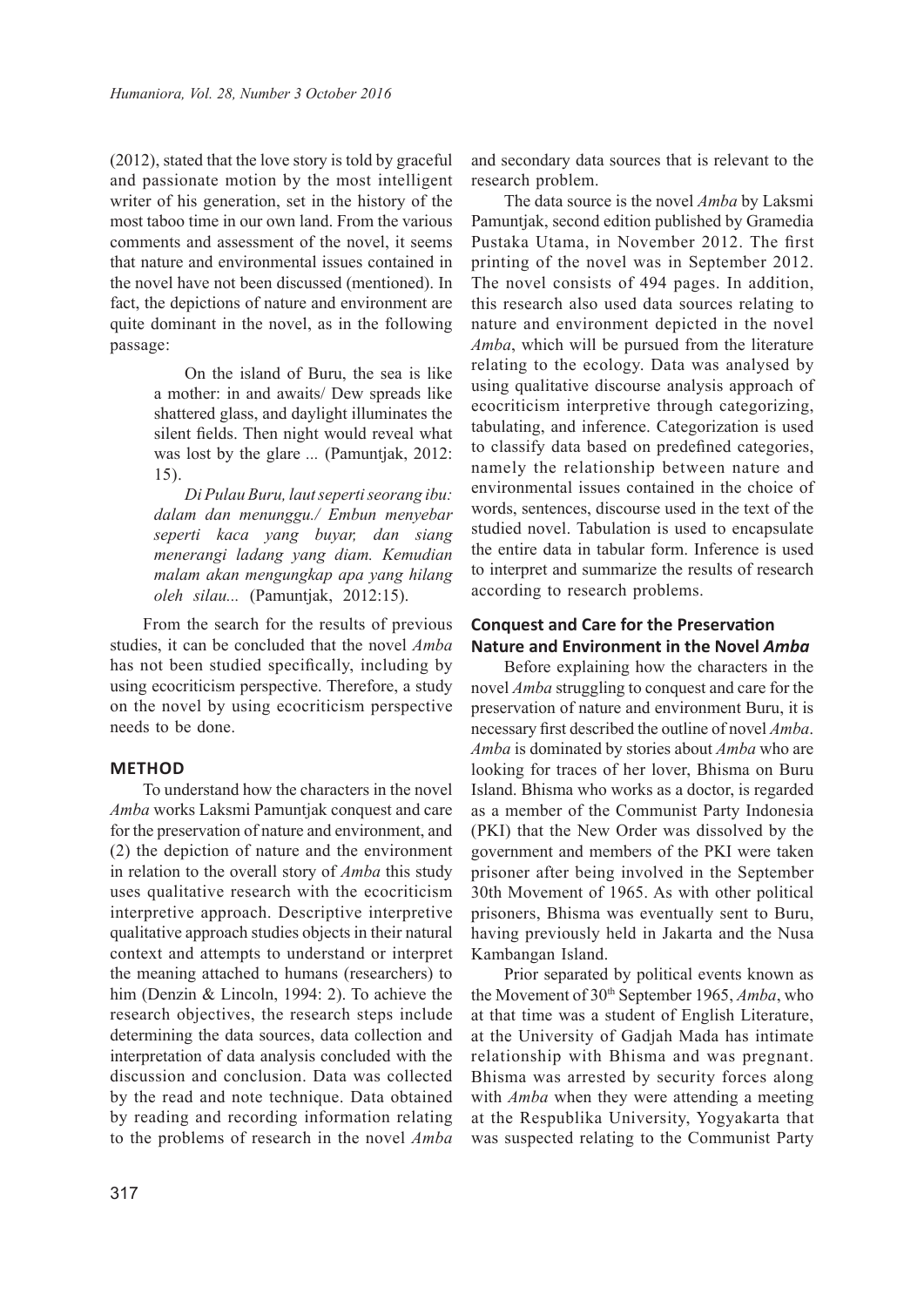(2012), stated that the love story is told by graceful and passionate motion by the most intelligent writer of his generation, set in the history of the most taboo time in our own land. From the various comments and assessment of the novel, it seems that nature and environmental issues contained in the novel have not been discussed (mentioned). In fact, the depictions of nature and environment are quite dominant in the novel, as in the following passage:

> On the island of Buru, the sea is like a mother: in and awaits/ Dew spreads like shattered glass, and daylight illuminates the silent fields. Then night would reveal what was lost by the glare ... (Pamuntjak, 2012: 15).
>
> *Di Pulau Buru, laut seperti seorang ibu: dalam dan menunggu./ Embun menyebar seperti kaca yang buyar, dan siang menerangi ladang yang diam. Kemudian malam akan mengungkap apa yang hilang oleh silau...* (Pamuntjak, 2012:15).

From the search for the results of previous studies, it can be concluded that the novel *Amba* has not been studied specifically, including by using ecocriticism perspective. Therefore, a study on the novel by using ecocriticism perspective needs to be done.

## METHOD

To understand how the characters in the novel *Amba* works Laksmi Pamuntjak conquest and care for the preservation of nature and environment, and (2) the depiction of nature and the environment in relation to the overall story of *Amba* this study uses qualitative research with the ecocriticism interpretive approach. Descriptive interpretive qualitative approach studies objects in their natural context and attempts to understand or interpret the meaning attached to humans (researchers) to him (Denzin & Lincoln, 1994: 2). To achieve the research objectives, the research steps include determining the data sources, data collection and interpretation of data analysis concluded with the discussion and conclusion. Data was collected by the read and note technique. Data obtained by reading and recording information relating to the problems of research in the novel *Amba* and secondary data sources that is relevant to the research problem.

The data source is the novel *Amba* by Laksmi Pamuntjak, second edition published by Gramedia Pustaka Utama, in November 2012. The first printing of the novel was in September 2012. The novel consists of 494 pages. In addition, this research also used data sources relating to nature and environment depicted in the novel *Amba*, which will be pursued from the literature relating to the ecology. Data was analysed by using qualitative discourse analysis approach of ecocriticism interpretive through categorizing, tabulating, and inference. Categorization is used to classify data based on predefined categories, namely the relationship between nature and environmental issues contained in the choice of words, sentences, discourse used in the text of the studied novel. Tabulation is used to encapsulate the entire data in tabular form. Inference is used to interpret and summarize the results of research according to research problems.

### Conquest and Care for the Preservation Nature and Environment in the Novel *Amba*

Before explaining how the characters in the novel *Amba* struggling to conquest and care for the preservation of nature and environment Buru, it is necessary first described the outline of novel *Amba*. *Amba* is dominated by stories about *Amba* who are looking for traces of her lover, Bhisma on Buru Island. Bhisma who works as a doctor, is regarded as a member of the Communist Party Indonesia (PKI) that the New Order was dissolved by the government and members of the PKI were taken prisoner after being involved in the September 30th Movement of 1965. As with other political prisoners, Bhisma was eventually sent to Buru, having previously held in Jakarta and the Nusa Kambangan Island.

Prior separated by political events known as the Movement of 30th September 1965, *Amba*, who at that time was a student of English Literature, at the University of Gadjah Mada has intimate relationship with Bhisma and was pregnant. Bhisma was arrested by security forces along with *Amba* when they were attending a meeting at the Respublika University, Yogyakarta that was suspected relating to the Communist Party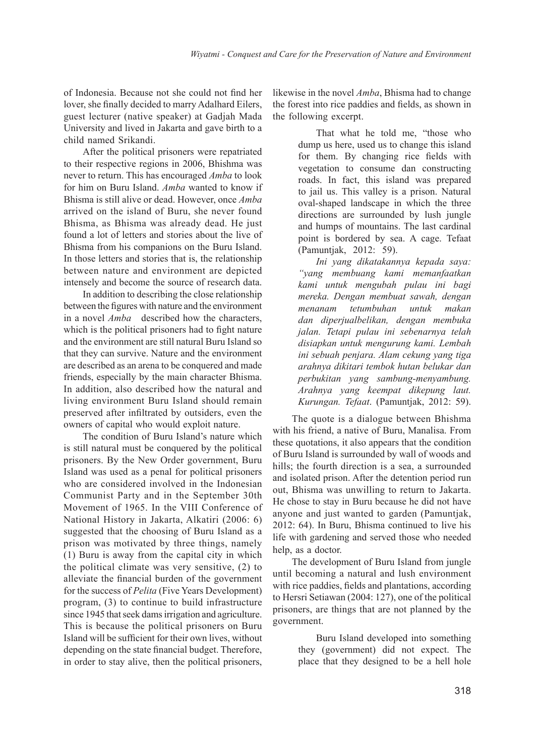of Indonesia. Because not she could not find her lover, she finally decided to marry Adalhard Eilers, guest lecturer (native speaker) at Gadjah Mada University and lived in Jakarta and gave birth to a child named Srikandi.

After the political prisoners were repatriated to their respective regions in 2006, Bhishma was never to return. This has encouraged *Amba* to look for him on Buru Island. *Amba* wanted to know if Bhisma is still alive or dead. However, once *Amba* arrived on the island of Buru, she never found Bhisma, as Bhisma was already dead. He just found a lot of letters and stories about the live of Bhisma from his companions on the Buru Island. In those letters and stories that is, the relationship between nature and environment are depicted intensely and become the source of research data.

In addition to describing the close relationship between the figures with nature and the environment in a novel *Amba* described how the characters, which is the political prisoners had to fight nature and the environment are still natural Buru Island so that they can survive. Nature and the environment are described as an arena to be conquered and made friends, especially by the main character Bhisma. In addition, also described how the natural and living environment Buru Island should remain preserved after infiltrated by outsiders, even the owners of capital who would exploit nature.

The condition of Buru Island's nature which is still natural must be conquered by the political prisoners. By the New Order government, Buru Island was used as a penal for political prisoners who are considered involved in the Indonesian Communist Party and in the September 30th Movement of 1965. In the VIII Conference of National History in Jakarta, Alkatiri (2006: 6) suggested that the choosing of Buru Island as a prison was motivated by three things, namely (1) Buru is away from the capital city in which the political climate was very sensitive, (2) to alleviate the financial burden of the government for the success of *Pelita* (Five Years Development) program, (3) to continue to build infrastructure since 1945 that seek dams irrigation and agriculture. This is because the political prisoners on Buru Island will be sufficient for their own lives, without depending on the state financial budget. Therefore, in order to stay alive, then the political prisoners, likewise in the novel *Amba*, Bhisma had to change the forest into rice paddies and fields, as shown in the following excerpt.

> That what he told me, "those who dump us here, used us to change this island for them. By changing rice fields with vegetation to consume dan constructing roads. In fact, this island was prepared to jail us. This valley is a prison. Natural oval-shaped landscape in which the three directions are surrounded by lush jungle and humps of mountains. The last cardinal point is bordered by sea. A cage. Tefaat (Pamuntjak, 2012: 59).
>
> *Ini yang dikatakannya kepada saya: "yang membuang kami memanfaatkan kami untuk mengubah pulau ini bagi mereka. Dengan membuat sawah, dengan menanam tetumbuhan untuk makan dan diperjualbelikan, dengan membuka jalan. Tetapi pulau ini sebenarnya telah disiapkan untuk mengurung kami. Lembah ini sebuah penjara. Alam cekung yang tiga arahnya dikitari tembok hutan belukar dan perbukitan yang sambung-menyambung. Arahnya yang keempat dikepung laut. Kurungan. Tefaat*. (Pamuntjak, 2012: 59).

The quote is a dialogue between Bhishma with his friend, a native of Buru, Manalisa. From these quotations, it also appears that the condition of Buru Island is surrounded by wall of woods and hills; the fourth direction is a sea, a surrounded and isolated prison. After the detention period run out, Bhisma was unwilling to return to Jakarta. He chose to stay in Buru because he did not have anyone and just wanted to garden (Pamuntjak, 2012: 64). In Buru, Bhisma continued to live his life with gardening and served those who needed help, as a doctor.

The development of Buru Island from jungle until becoming a natural and lush environment with rice paddies, fields and plantations, according to Hersri Setiawan (2004: 127), one of the political prisoners, are things that are not planned by the government.

> Buru Island developed into something they (government) did not expect. The place that they designed to be a hell hole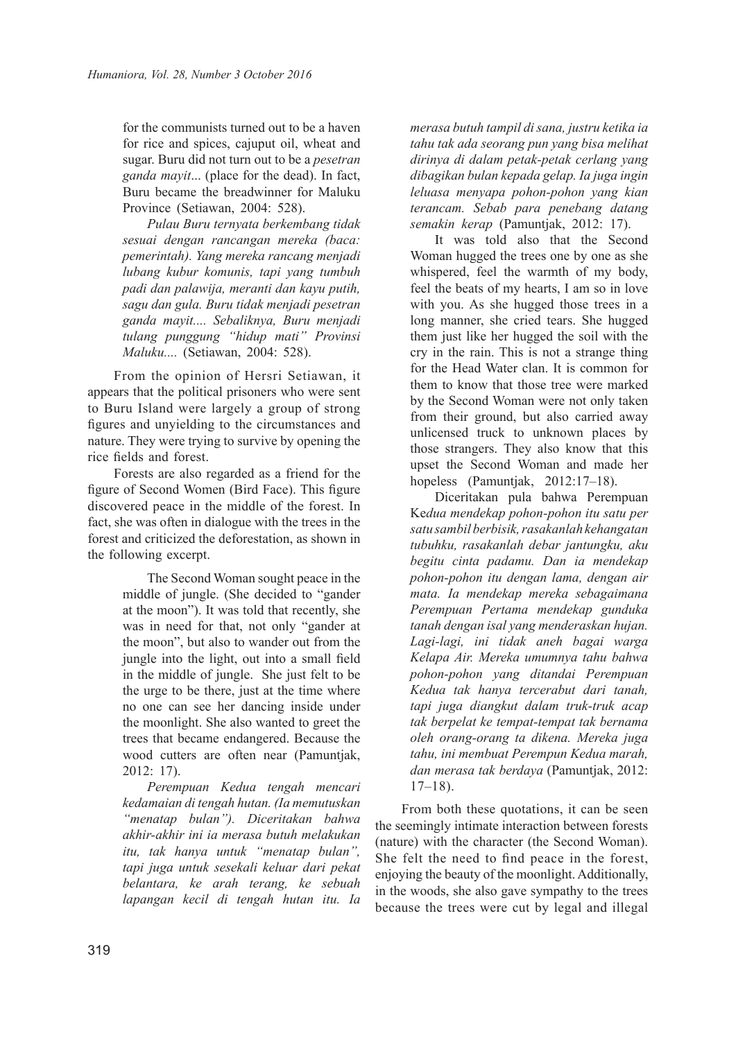for the communists turned out to be a haven for rice and spices, cajuput oil, wheat and sugar. Buru did not turn out to be a *pesetran ganda mayit*... (place for the dead). In fact, Buru became the breadwinner for Maluku Province (Setiawan, 2004: 528).

> *Pulau Buru ternyata berkembang tidak sesuai dengan rancangan mereka (baca: pemerintah). Yang mereka rancang menjadi lubang kubur komunis, tapi yang tumbuh padi dan palawija, meranti dan kayu putih, sagu dan gula. Buru tidak menjadi pesetran ganda mayit.... Sebaliknya, Buru menjadi tulang punggung "hidup mati" Provinsi Maluku....* (Setiawan, 2004: 528).

From the opinion of Hersri Setiawan, it appears that the political prisoners who were sent to Buru Island were largely a group of strong figures and unyielding to the circumstances and nature. They were trying to survive by opening the rice fields and forest.

Forests are also regarded as a friend for the figure of Second Women (Bird Face). This figure discovered peace in the middle of the forest. In fact, she was often in dialogue with the trees in the forest and criticized the deforestation, as shown in the following excerpt.

> The Second Woman sought peace in the middle of jungle. (She decided to "gander at the moon"). It was told that recently, she was in need for that, not only "gander at the moon", but also to wander out from the jungle into the light, out into a small field in the middle of jungle. She just felt to be the urge to be there, just at the time where no one can see her dancing inside under the moonlight. She also wanted to greet the trees that became endangered. Because the wood cutters are often near (Pamuntjak, 2012: 17).
>
> *Perempuan Kedua tengah mencari kedamaian di tengah hutan. (Ia memutuskan "menatap bulan"). Diceritakan bahwa akhir-akhir ini ia merasa butuh melakukan itu, tak hanya untuk "menatap bulan", tapi juga untuk sesekali keluar dari pekat belantara, ke arah terang, ke sebuah lapangan kecil di tengah hutan itu. Ia merasa butuh tampil di sana, justru ketika ia tahu tak ada seorang pun yang bisa melihat dirinya di dalam petak-petak cerlang yang dibagikan bulan kepada gelap. Ia juga ingin leluasa menyapa pohon-pohon yang kian terancam. Sebab para penebang datang semakin kerap* (Pamuntjak, 2012: 17).
>
> It was told also that the Second Woman hugged the trees one by one as she whispered, feel the warmth of my body, feel the beats of my hearts, I am so in love with you. As she hugged those trees in a long manner, she cried tears. She hugged them just like her hugged the soil with the cry in the rain. This is not a strange thing for the Head Water clan. It is common for them to know that those tree were marked by the Second Woman were not only taken from their ground, but also carried away unlicensed truck to unknown places by those strangers. They also know that this upset the Second Woman and made her hopeless (Pamuntjak, 2012:17–18).
>
> *Diceritakan pula bahwa Perempuan Kedua mendekap pohon-pohon itu satu per satu sambil berbisik, rasakanlah kehangatan tubuhku, rasakanlah debar jantungku, aku begitu cinta padamu. Dan ia mendekap pohon-pohon itu dengan lama, dengan air mata. Ia mendekap mereka sebagaimana Perempuan Pertama mendekap gunduka tanah dengan isal yang menderaskan hujan. Lagi-lagi, ini tidak aneh bagai warga Kelapa Air. Mereka umumnya tahu bahwa pohon-pohon yang ditandai Perempuan Kedua tak hanya tercerabut dari tanah, tapi juga diangkut dalam truk-truk acap tak berpelat ke tempat-tempat tak bernama oleh orang-orang ta dikena. Mereka juga tahu, ini membuat Perempun Kedua marah, dan merasa tak berdaya* (Pamuntjak, 2012: 17–18).

From both these quotations, it can be seen the seemingly intimate interaction between forests (nature) with the character (the Second Woman). She felt the need to find peace in the forest, enjoying the beauty of the moonlight. Additionally, in the woods, she also gave sympathy to the trees because the trees were cut by legal and illegal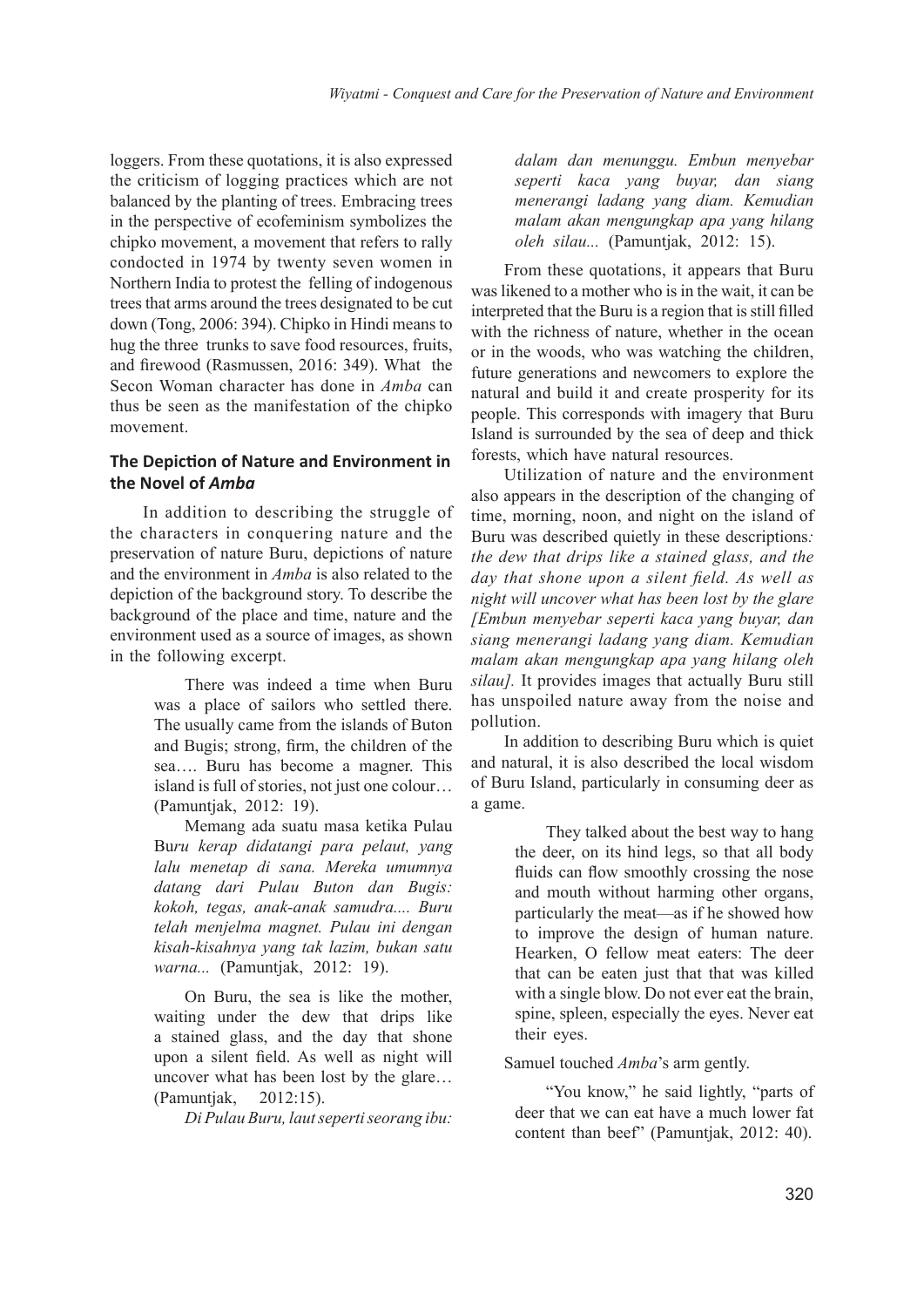loggers. From these quotations, it is also expressed the criticism of logging practices which are not balanced by the planting of trees. Embracing trees in the perspective of ecofeminism symbolizes the chipko movement, a movement that refers to rally condocted in 1974 by twenty seven women in Northern India to protest the felling of indogenous trees that arms around the trees designated to be cut down (Tong, 2006: 394). Chipko in Hindi means to hug the three trunks to save food resources, fruits, and firewood (Rasmussen, 2016: 349). What the Secon Woman character has done in *Amba* can thus be seen as the manifestation of the chipko movement.

## The Depiction of Nature and Environment in the Novel of *Amba*

In addition to describing the struggle of the characters in conquering nature and the preservation of nature Buru, depictions of nature and the environment in *Amba* is also related to the depiction of the background story. To describe the background of the place and time, nature and the environment used as a source of images, as shown in the following excerpt.

> There was indeed a time when Buru was a place of sailors who settled there. The usually came from the islands of Buton and Bugis; strong, firm, the children of the sea…. Buru has become a magner. This island is full of stories, not just one colour… (Pamuntjak, 2012: 19).
>
> Memang ada suatu masa ketika Pulau Bu*ru kerap didatangi para pelaut, yang lalu menetap di sana. Mereka umumnya datang dari Pulau Buton dan Bugis: kokoh, tegas, anak-anak samudra.... Buru telah menjelma magnet. Pulau ini dengan kisah-kisahnya yang tak lazim, bukan satu warna...* (Pamuntjak, 2012: 19).

> On Buru, the sea is like the mother, waiting under the dew that drips like a stained glass, and the day that shone upon a silent field. As well as night will uncover what has been lost by the glare… (Pamuntjak, 2012:15).
>
> *Di Pulau Buru, laut seperti seorang ibu: dalam dan menunggu. Embun menyebar seperti kaca yang buyar, dan siang menerangi ladang yang diam. Kemudian malam akan mengungkap apa yang hilang oleh silau...* (Pamuntjak, 2012: 15).

From these quotations, it appears that Buru was likened to a mother who is in the wait, it can be interpreted that the Buru is a region that is still filled with the richness of nature, whether in the ocean or in the woods, who was watching the children, future generations and newcomers to explore the natural and build it and create prosperity for its people. This corresponds with imagery that Buru Island is surrounded by the sea of deep and thick forests, which have natural resources.

Utilization of nature and the environment also appears in the description of the changing of time, morning, noon, and night on the island of Buru was described quietly in these descriptions*: the dew that drips like a stained glass, and the day that shone upon a silent field. As well as night will uncover what has been lost by the glare [Embun menyebar seperti kaca yang buyar, dan siang menerangi ladang yang diam. Kemudian malam akan mengungkap apa yang hilang oleh silau].* It provides images that actually Buru still has unspoiled nature away from the noise and pollution.

In addition to describing Buru which is quiet and natural, it is also described the local wisdom of Buru Island, particularly in consuming deer as a game.

> They talked about the best way to hang the deer, on its hind legs, so that all body fluids can flow smoothly crossing the nose and mouth without harming other organs, particularly the meat—as if he showed how to improve the design of human nature. Hearken, O fellow meat eaters: The deer that can be eaten just that that was killed with a single blow. Do not ever eat the brain, spine, spleen, especially the eyes. Never eat their eyes.

Samuel touched *Amba*'s arm gently.

> "You know," he said lightly, "parts of deer that we can eat have a much lower fat content than beef" (Pamuntjak, 2012: 40).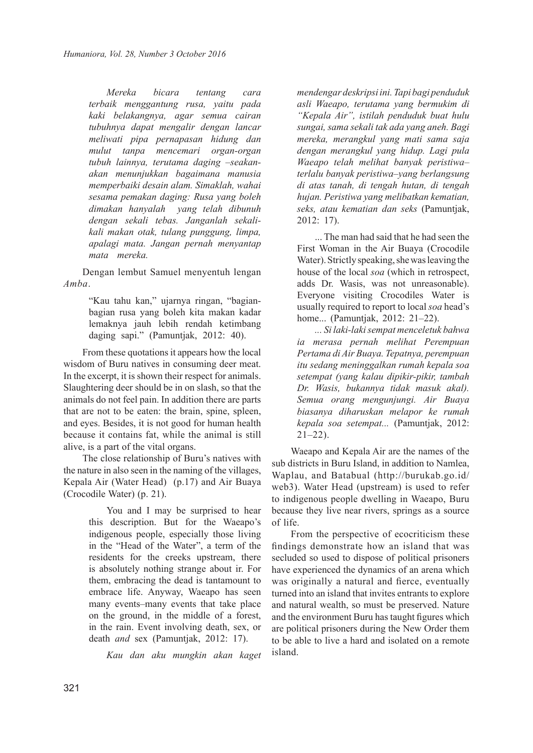> *Mereka bicara tentang cara terbaik menggantung rusa, yaitu pada kaki belakangnya, agar semua cairan tubuhnya dapat mengalir dengan lancar meliwati pipa pernapasan hidung dan mulut tanpa mencemari organ-organ tubuh lainnya, terutama daging –seakan-akan menunjukkan bagaimana manusia memperbaiki desain alam. Simaklah, wahai sesama pemakan daging: Rusa yang boleh dimakan hanyalah yang telah dibunuh dengan sekali tebas. Janganlah sekali-kali makan otak, tulang punggung, limpa, apalagi mata. Jangan pernah menyantap mata mereka.*

Dengan lembut Samuel menyentuh lengan *Amba*.

> "Kau tahu kan," ujarnya ringan, "bagian-bagian rusa yang boleh kita makan kadar lemaknya jauh lebih rendah ketimbang daging sapi." (Pamuntjak, 2012: 40).

From these quotations it appears how the local wisdom of Buru natives in consuming deer meat. In the excerpt, it is shown their respect for animals. Slaughtering deer should be in on slash, so that the animals do not feel pain. In addition there are parts that are not to be eaten: the brain, spine, spleen, and eyes. Besides, it is not good for human health because it contains fat, while the animal is still alive, is a part of the vital organs.

The close relationship of Buru's natives with the nature in also seen in the naming of the villages, Kepala Air (Water Head) (p.17) and Air Buaya (Crocodile Water) (p. 21).

> You and I may be surprised to hear this description. But for the Waeapo's indigenous people, especially those living in the "Head of the Water", a term of the residents for the creeks upstream, there is absolutely nothing strange about ir. For them, embracing the dead is tantamount to embrace life. Anyway, Waeapo has seen many events–many events that take place on the ground, in the middle of a forest, in the rain. Event involving death, sex, or death *and* sex (Pamuntjak, 2012: 17).
>
> *Kau dan aku mungkin akan kaget mendengar deskripsi ini. Tapi bagi penduduk asli Waeapo, terutama yang bermukim di "Kepala Air", istilah penduduk buat hulu sungai, sama sekali tak ada yang aneh. Bagi mereka, merangkul yang mati sama saja dengan merangkul yang hidup. Lagi pula Waeapo telah melihat banyak peristiwa–terlalu banyak peristiwa–yang berlangsung di atas tanah, di tengah hutan, di tengah hujan. Peristiwa yang melibatkan kematian, seks, atau kematian dan seks* (Pamuntjak, 2012: 17).
>
> ... The man had said that he had seen the First Woman in the Air Buaya (Crocodile Water). Strictly speaking, she was leaving the house of the local *soa* (which in retrospect, adds Dr. Wasis, was not unreasonable). Everyone visiting Crocodiles Water is usually required to report to local *soa* head's home... (Pamuntjak, 2012: 21–22).
>
> *... Si laki-laki sempat menceletuk bahwa ia merasa pernah melihat Perempuan Pertama di Air Buaya. Tepatnya, perempuan itu sedang meninggalkan rumah kepala soa setempat (yang kalau dipikir-pikir, tambah Dr. Wasis, bukannya tidak masuk akal). Semua orang mengunjungi. Air Buaya biasanya diharuskan melapor ke rumah kepala soa setempat...* (Pamuntjak, 2012: 21–22).

Waeapo and Kepala Air are the names of the sub districts in Buru Island, in addition to Namlea, Waplau, and Batabual (http://burukab.go.id/web3). Water Head (upstream) is used to refer to indigenous people dwelling in Waeapo, Buru because they live near rivers, springs as a source of life.

From the perspective of ecocriticism these findings demonstrate how an island that was secluded so used to dispose of political prisoners have experienced the dynamics of an arena which was originally a natural and fierce, eventually turned into an island that invites entrants to explore and natural wealth, so must be preserved. Nature and the environment Buru has taught figures which are political prisoners during the New Order them to be able to live a hard and isolated on a remote island.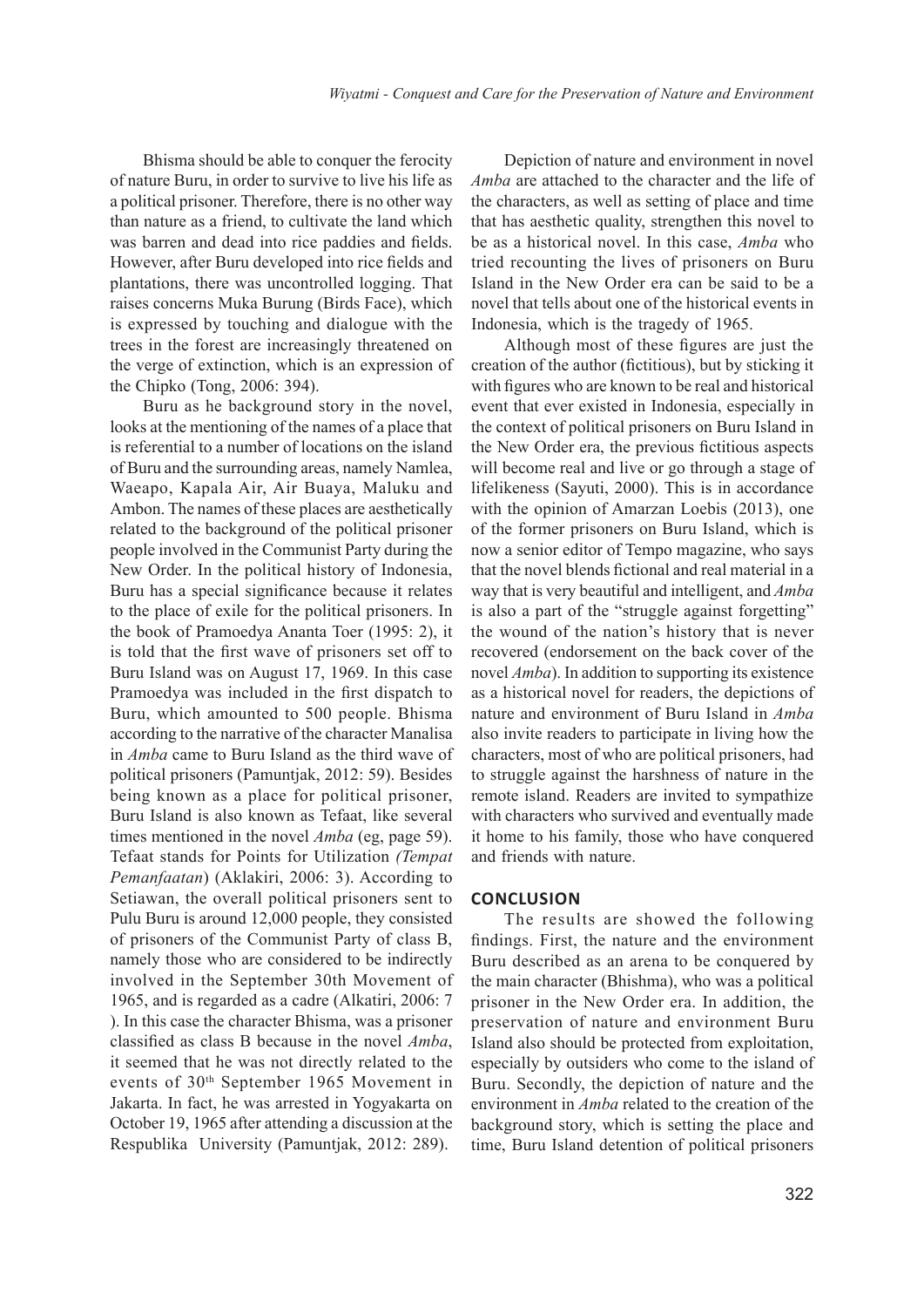Bhisma should be able to conquer the ferocity of nature Buru, in order to survive to live his life as a political prisoner. Therefore, there is no other way than nature as a friend, to cultivate the land which was barren and dead into rice paddies and fields. However, after Buru developed into rice fields and plantations, there was uncontrolled logging. That raises concerns Muka Burung (Birds Face), which is expressed by touching and dialogue with the trees in the forest are increasingly threatened on the verge of extinction, which is an expression of the Chipko (Tong, 2006: 394).

Buru as he background story in the novel, looks at the mentioning of the names of a place that is referential to a number of locations on the island of Buru and the surrounding areas, namely Namlea, Waeapo, Kapala Air, Air Buaya, Maluku and Ambon. The names of these places are aesthetically related to the background of the political prisoner people involved in the Communist Party during the New Order. In the political history of Indonesia, Buru has a special significance because it relates to the place of exile for the political prisoners. In the book of Pramoedya Ananta Toer (1995: 2), it is told that the first wave of prisoners set off to Buru Island was on August 17, 1969. In this case Pramoedya was included in the first dispatch to Buru, which amounted to 500 people. Bhisma according to the narrative of the character Manalisa in *Amba* came to Buru Island as the third wave of political prisoners (Pamuntjak, 2012: 59). Besides being known as a place for political prisoner, Buru Island is also known as Tefaat, like several times mentioned in the novel *Amba* (eg, page 59). Tefaat stands for Points for Utilization *(Tempat Pemanfaatan*) (Aklakiri, 2006: 3). According to Setiawan, the overall political prisoners sent to Pulu Buru is around 12,000 people, they consisted of prisoners of the Communist Party of class B, namely those who are considered to be indirectly involved in the September 30th Movement of 1965, and is regarded as a cadre (Alkatiri, 2006: 7 ). In this case the character Bhisma, was a prisoner classified as class B because in the novel *Amba*, it seemed that he was not directly related to the events of 30th September 1965 Movement in Jakarta. In fact, he was arrested in Yogyakarta on October 19, 1965 after attending a discussion at the Respublika University (Pamuntjak, 2012: 289).

Depiction of nature and environment in novel *Amba* are attached to the character and the life of the characters, as well as setting of place and time that has aesthetic quality, strengthen this novel to be as a historical novel. In this case, *Amba* who tried recounting the lives of prisoners on Buru Island in the New Order era can be said to be a novel that tells about one of the historical events in Indonesia, which is the tragedy of 1965.

Although most of these figures are just the creation of the author (fictitious), but by sticking it with figures who are known to be real and historical event that ever existed in Indonesia, especially in the context of political prisoners on Buru Island in the New Order era, the previous fictitious aspects will become real and live or go through a stage of lifelikeness (Sayuti, 2000). This is in accordance with the opinion of Amarzan Loebis (2013), one of the former prisoners on Buru Island, which is now a senior editor of Tempo magazine, who says that the novel blends fictional and real material in a way that is very beautiful and intelligent, and *Amba* is also a part of the "struggle against forgetting" the wound of the nation's history that is never recovered (endorsement on the back cover of the novel *Amba*). In addition to supporting its existence as a historical novel for readers, the depictions of nature and environment of Buru Island in *Amba* also invite readers to participate in living how the characters, most of who are political prisoners, had to struggle against the harshness of nature in the remote island. Readers are invited to sympathize with characters who survived and eventually made it home to his family, those who have conquered and friends with nature.

## CONCLUSION

The results are showed the following findings. First, the nature and the environment Buru described as an arena to be conquered by the main character (Bhishma), who was a political prisoner in the New Order era. In addition, the preservation of nature and environment Buru Island also should be protected from exploitation, especially by outsiders who come to the island of Buru. Secondly, the depiction of nature and the environment in *Amba* related to the creation of the background story, which is setting the place and time, Buru Island detention of political prisoners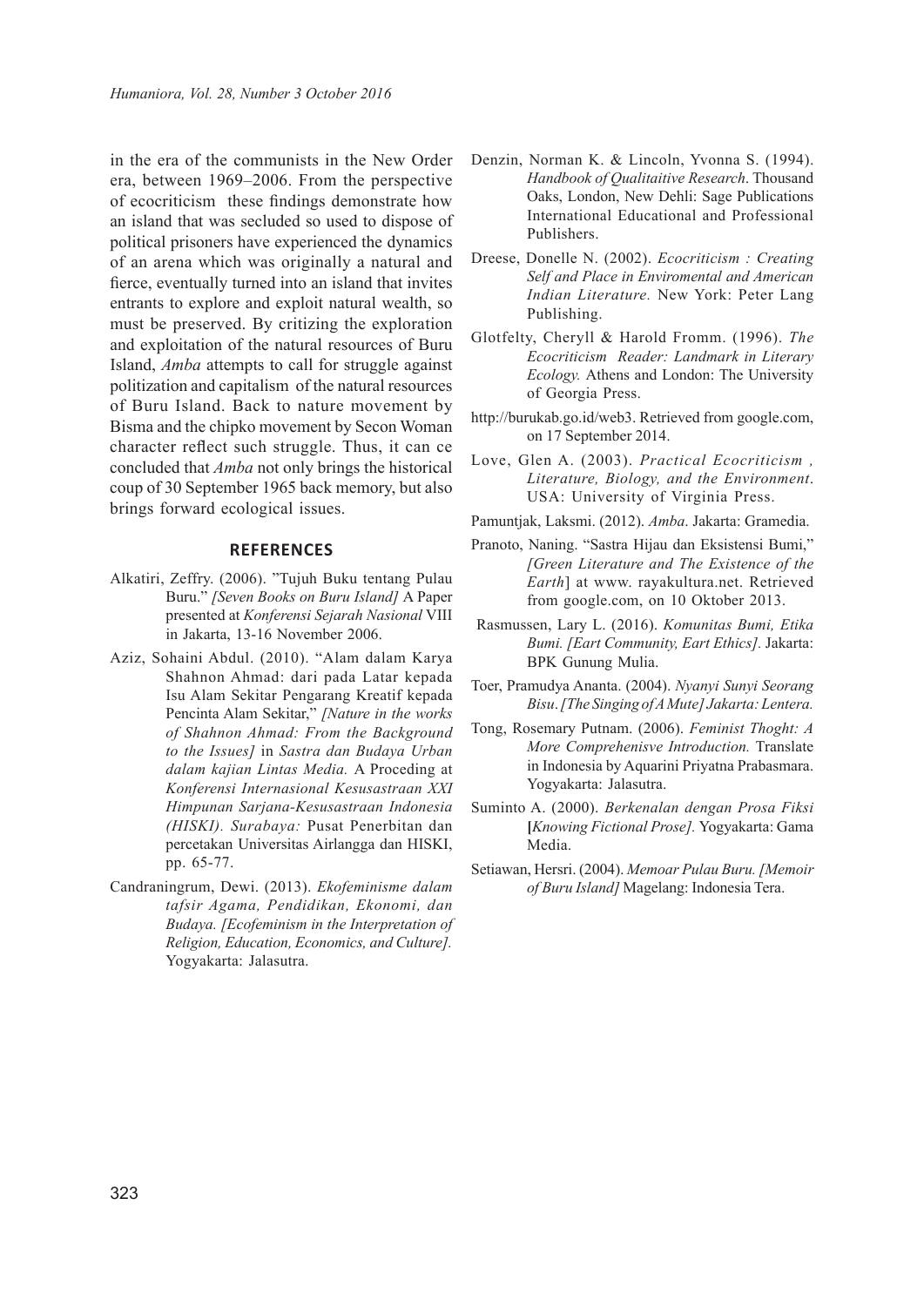in the era of the communists in the New Order era, between 1969–2006. From the perspective of ecocriticism these findings demonstrate how an island that was secluded so used to dispose of political prisoners have experienced the dynamics of an arena which was originally a natural and fierce, eventually turned into an island that invites entrants to explore and exploit natural wealth, so must be preserved. By critizing the exploration and exploitation of the natural resources of Buru Island, *Amba* attempts to call for struggle against politization and capitalism of the natural resources of Buru Island. Back to nature movement by Bisma and the chipko movement by Secon Woman character reflect such struggle. Thus, it can ce concluded that *Amba* not only brings the historical coup of 30 September 1965 back memory, but also brings forward ecological issues.

## REFERENCES

Alkatiri, Zeffry. (2006). "Tujuh Buku tentang Pulau Buru." *[Seven Books on Buru Island]* A Paper presented at *Konferensi Sejarah Nasional* VIII in Jakarta, 13-16 November 2006.

Aziz, Sohaini Abdul. (2010). "Alam dalam Karya Shahnon Ahmad: dari pada Latar kepada Isu Alam Sekitar Pengarang Kreatif kepada Pencinta Alam Sekitar," *[Nature in the works of Shahnon Ahmad: From the Background to the Issues]* in *Sastra dan Budaya Urban dalam kajian Lintas Media.* A Proceding at *Konferensi Internasional Kesusastraan XXI Himpunan Sarjana-Kesusastraan Indonesia (HISKI). Surabaya:* Pusat Penerbitan dan percetakan Universitas Airlangga dan HISKI, pp. 65-77.

Candraningrum, Dewi. (2013). *Ekofeminisme dalam tafsir Agama, Pendidikan, Ekonomi, dan Budaya. [Ecofeminism in the Interpretation of Religion, Education, Economics, and Culture].* Yogyakarta: Jalasutra.

Denzin, Norman K. & Lincoln, Yvonna S. (1994). *Handbook of Qualitaitive Research*. Thousand Oaks, London, New Dehli: Sage Publications International Educational and Professional Publishers.

Dreese, Donelle N. (2002). *Ecocriticism : Creating Self and Place in Enviromental and American Indian Literature.* New York: Peter Lang Publishing.

Glotfelty, Cheryll & Harold Fromm. (1996). *The Ecocriticism Reader: Landmark in Literary Ecology.* Athens and London: The University of Georgia Press.

http://burukab.go.id/web3. Retrieved from google.com, on 17 September 2014.

Love, Glen A. (2003). *Practical Ecocriticism , Literature, Biology, and the Environment*. USA: University of Virginia Press.

Pamuntjak, Laksmi. (2012). *Amba*. Jakarta: Gramedia.

Pranoto, Naning. "Sastra Hijau dan Eksistensi Bumi," *[Green Literature and The Existence of the Earth*] at www. rayakultura.net. Retrieved from google.com, on 10 Oktober 2013.

Rasmussen, Lary L. (2016). *Komunitas Bumi, Etika Bumi. [Eart Community, Eart Ethics].* Jakarta: BPK Gunung Mulia.

Toer, Pramudya Ananta. (2004). *Nyanyi Sunyi Seorang Bisu*. *[The Singing of A Mute] Jakarta: Lentera.*

Tong, Rosemary Putnam. (2006). *Feminist Thoght: A More Comprehenisve Introduction.* Translate in Indonesia by Aquarini Priyatna Prabasmara. Yogyakarta: Jalasutra.

Suminto A. (2000). *Berkenalan dengan Prosa Fiksi* **[***Knowing Fictional Prose].* Yogyakarta: Gama Media.

Setiawan, Hersri. (2004). *Memoar Pulau Buru. [Memoir of Buru Island]* Magelang: Indonesia Tera.